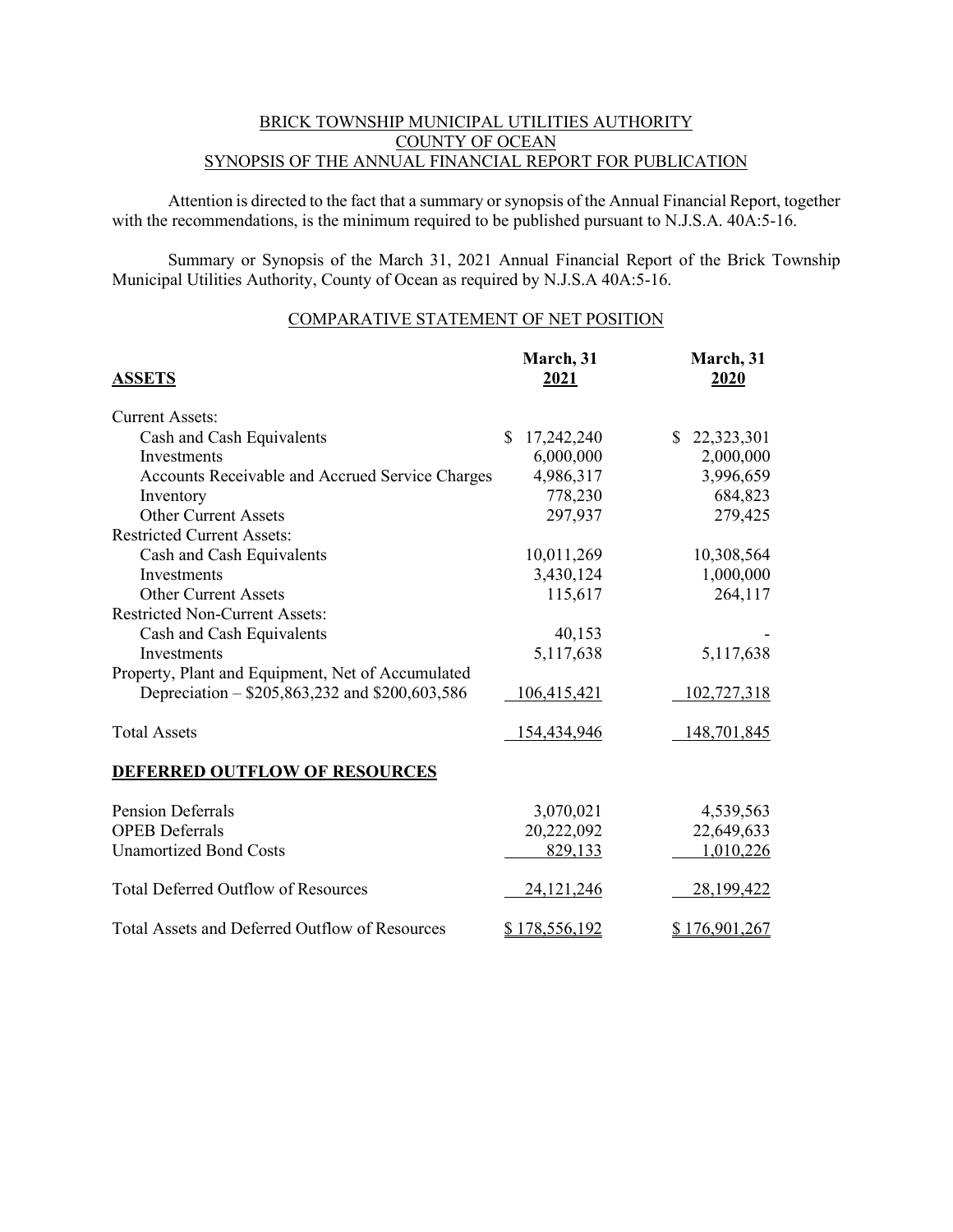# BRICK TOWNSHIP MUNICIPAL UTILITIES AUTHORITY
## COUNTY OF OCEAN
## SYNOPSIS OF THE ANNUAL FINANCIAL REPORT FOR PUBLICATION

Attention is directed to the fact that a summary or synopsis of the Annual Financial Report, together with the recommendations, is the minimum required to be published pursuant to N.J.S.A. 40A:5-16.

Summary or Synopsis of the March 31, 2021 Annual Financial Report of the Brick Township Municipal Utilities Authority, County of Ocean as required by N.J.S.A 40A:5-16.

### COMPARATIVE STATEMENT OF NET POSITION

| **ASSETS** | **March, 31 2021** | **March, 31 2020** |
|---|---|---|
| Current Assets: | | |
| Cash and Cash Equivalents | $ 17,242,240 | $ 22,323,301 |
| Investments | 6,000,000 | 2,000,000 |
| Accounts Receivable and Accrued Service Charges | 4,986,317 | 3,996,659 |
| Inventory | 778,230 | 684,823 |
| Other Current Assets | 297,937 | 279,425 |
| Restricted Current Assets: | | |
| Cash and Cash Equivalents | 10,011,269 | 10,308,564 |
| Investments | 3,430,124 | 1,000,000 |
| Other Current Assets | 115,617 | 264,117 |
| Restricted Non-Current Assets: | | |
| Cash and Cash Equivalents | 40,153 | - |
| Investments | 5,117,638 | 5,117,638 |
| Property, Plant and Equipment, Net of Accumulated Depreciation – $205,863,232 and $200,603,586 | 106,415,421 | 102,727,318 |
| Total Assets | 154,434,946 | 148,701,845 |
| **DEFERRED OUTFLOW OF RESOURCES** | | |
| Pension Deferrals | 3,070,021 | 4,539,563 |
| OPEB Deferrals | 20,222,092 | 22,649,633 |
| Unamortized Bond Costs | 829,133 | 1,010,226 |
| Total Deferred Outflow of Resources | 24,121,246 | 28,199,422 |
| Total Assets and Deferred Outflow of Resources | $ 178,556,192 | $ 176,901,267 |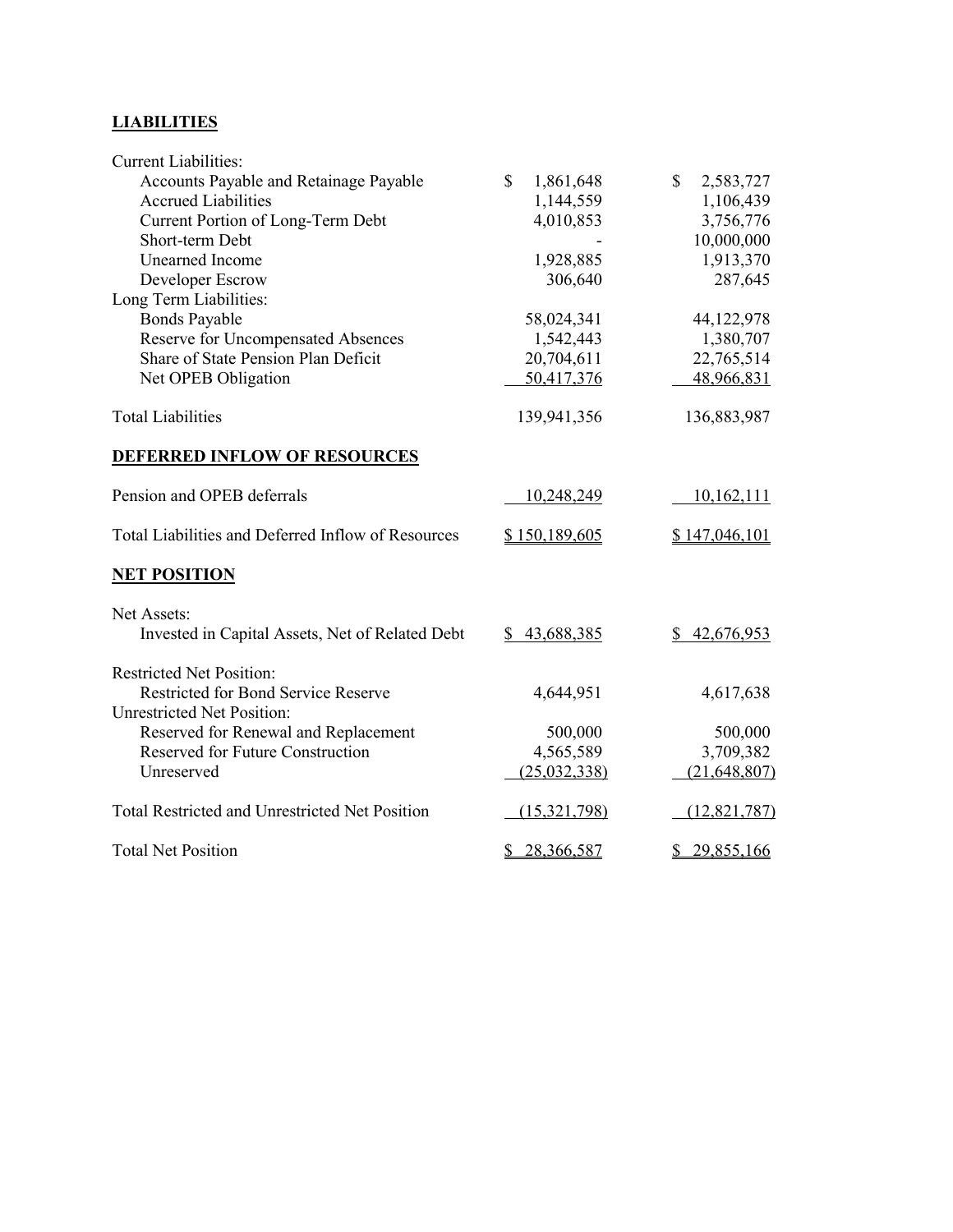**LIABILITIES**

| | | |
|---|---|---|
| Current Liabilities: | | |
| Accounts Payable and Retainage Payable | $ 1,861,648 | $ 2,583,727 |
| Accrued Liabilities | 1,144,559 | 1,106,439 |
| Current Portion of Long-Term Debt | 4,010,853 | 3,756,776 |
| Short-term Debt | - | 10,000,000 |
| Unearned Income | 1,928,885 | 1,913,370 |
| Developer Escrow | 306,640 | 287,645 |
| Long Term Liabilities: | | |
| Bonds Payable | 58,024,341 | 44,122,978 |
| Reserve for Uncompensated Absences | 1,542,443 | 1,380,707 |
| Share of State Pension Plan Deficit | 20,704,611 | 22,765,514 |
| Net OPEB Obligation | 50,417,376 | 48,966,831 |
| Total Liabilities | 139,941,356 | 136,883,987 |

**DEFERRED INFLOW OF RESOURCES**

| | | |
|---|---|---|
| Pension and OPEB deferrals | 10,248,249 | 10,162,111 |
| Total Liabilities and Deferred Inflow of Resources | $ 150,189,605 | $ 147,046,101 |

**NET POSITION**

| | | |
|---|---|---|
| Net Assets: | | |
| Invested in Capital Assets, Net of Related Debt | $ 43,688,385 | $ 42,676,953 |
| Restricted Net Position: | | |
| Restricted for Bond Service Reserve | 4,644,951 | 4,617,638 |
| Unrestricted Net Position: | | |
| Reserved for Renewal and Replacement | 500,000 | 500,000 |
| Reserved for Future Construction | 4,565,589 | 3,709,382 |
| Unreserved | (25,032,338) | (21,648,807) |
| Total Restricted and Unrestricted Net Position | (15,321,798) | (12,821,787) |
| Total Net Position | $ 28,366,587 | $ 29,855,166 |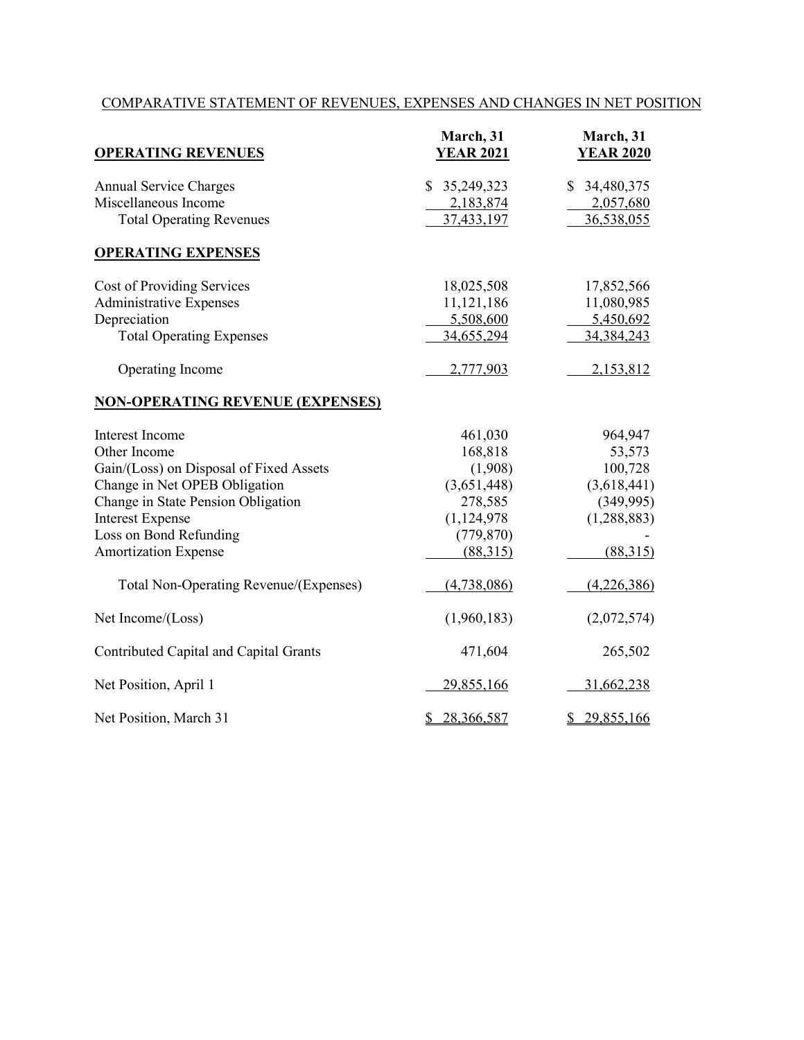COMPARATIVE STATEMENT OF REVENUES, EXPENSES AND CHANGES IN NET POSITION

| **OPERATING REVENUES** | **March, 31 YEAR 2021** | **March, 31 YEAR 2020** |
|---|---|---|
| Annual Service Charges | $ 35,249,323 | $ 34,480,375 |
| Miscellaneous Income | 2,183,874 | 2,057,680 |
| Total Operating Revenues | 37,433,197 | 36,538,055 |
| **OPERATING EXPENSES** | | |
| Cost of Providing Services | 18,025,508 | 17,852,566 |
| Administrative Expenses | 11,121,186 | 11,080,985 |
| Depreciation | 5,508,600 | 5,450,692 |
| Total Operating Expenses | 34,655,294 | 34,384,243 |
| Operating Income | 2,777,903 | 2,153,812 |
| **NON-OPERATING REVENUE (EXPENSES)** | | |
| Interest Income | 461,030 | 964,947 |
| Other Income | 168,818 | 53,573 |
| Gain/(Loss) on Disposal of Fixed Assets | (1,908) | 100,728 |
| Change in Net OPEB Obligation | (3,651,448) | (3,618,441) |
| Change in State Pension Obligation | 278,585 | (349,995) |
| Interest Expense | (1,124,978 | (1,288,883) |
| Loss on Bond Refunding | (779,870) | - |
| Amortization Expense | (88,315) | (88,315) |
| Total Non-Operating Revenue/(Expenses) | (4,738,086) | (4,226,386) |
| Net Income/(Loss) | (1,960,183) | (2,072,574) |
| Contributed Capital and Capital Grants | 471,604 | 265,502 |
| Net Position, April 1 | 29,855,166 | 31,662,238 |
| Net Position, March 31 | $ 28,366,587 | $ 29,855,166 |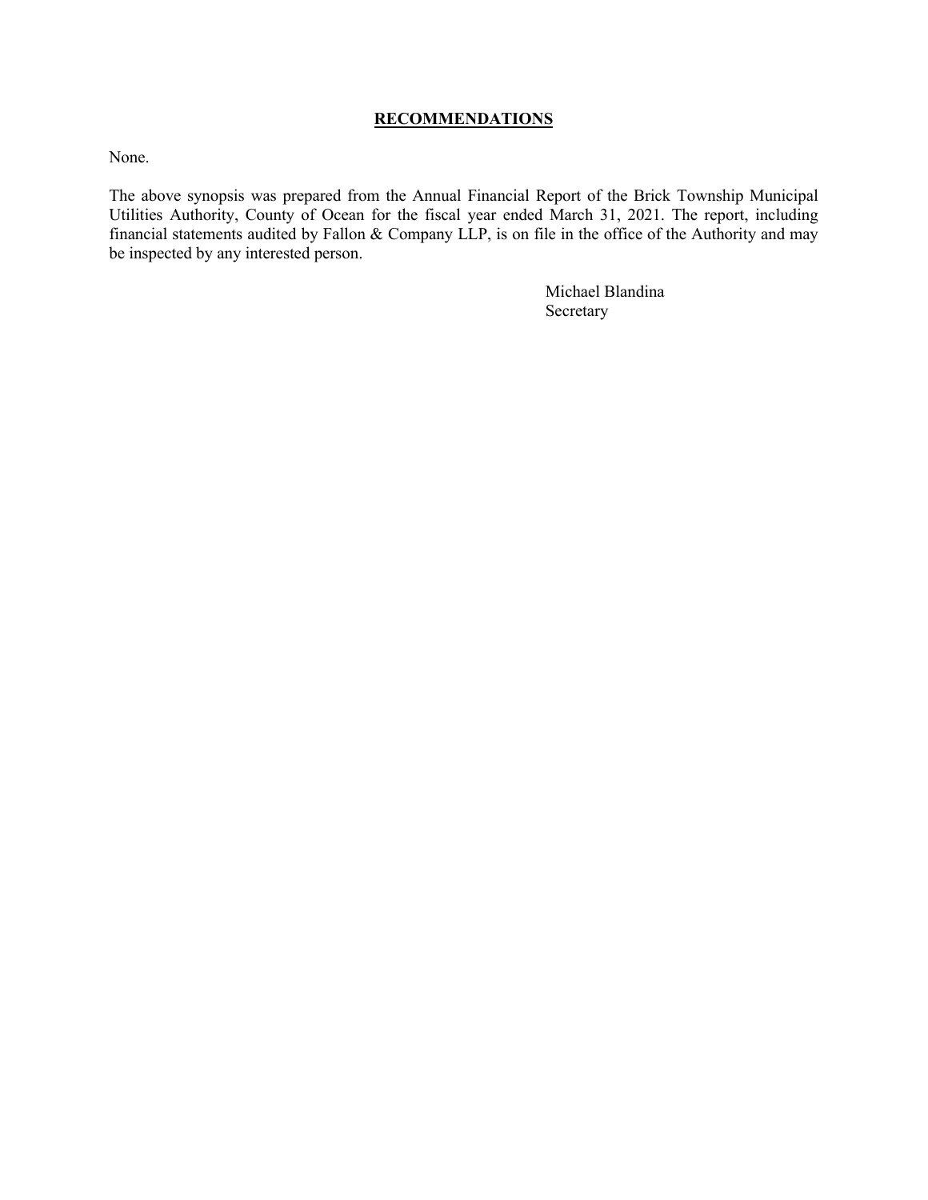## RECOMMENDATIONS

None.

The above synopsis was prepared from the Annual Financial Report of the Brick Township Municipal Utilities Authority, County of Ocean for the fiscal year ended March 31, 2021. The report, including financial statements audited by Fallon & Company LLP, is on file in the office of the Authority and may be inspected by any interested person.

Michael Blandina
Secretary